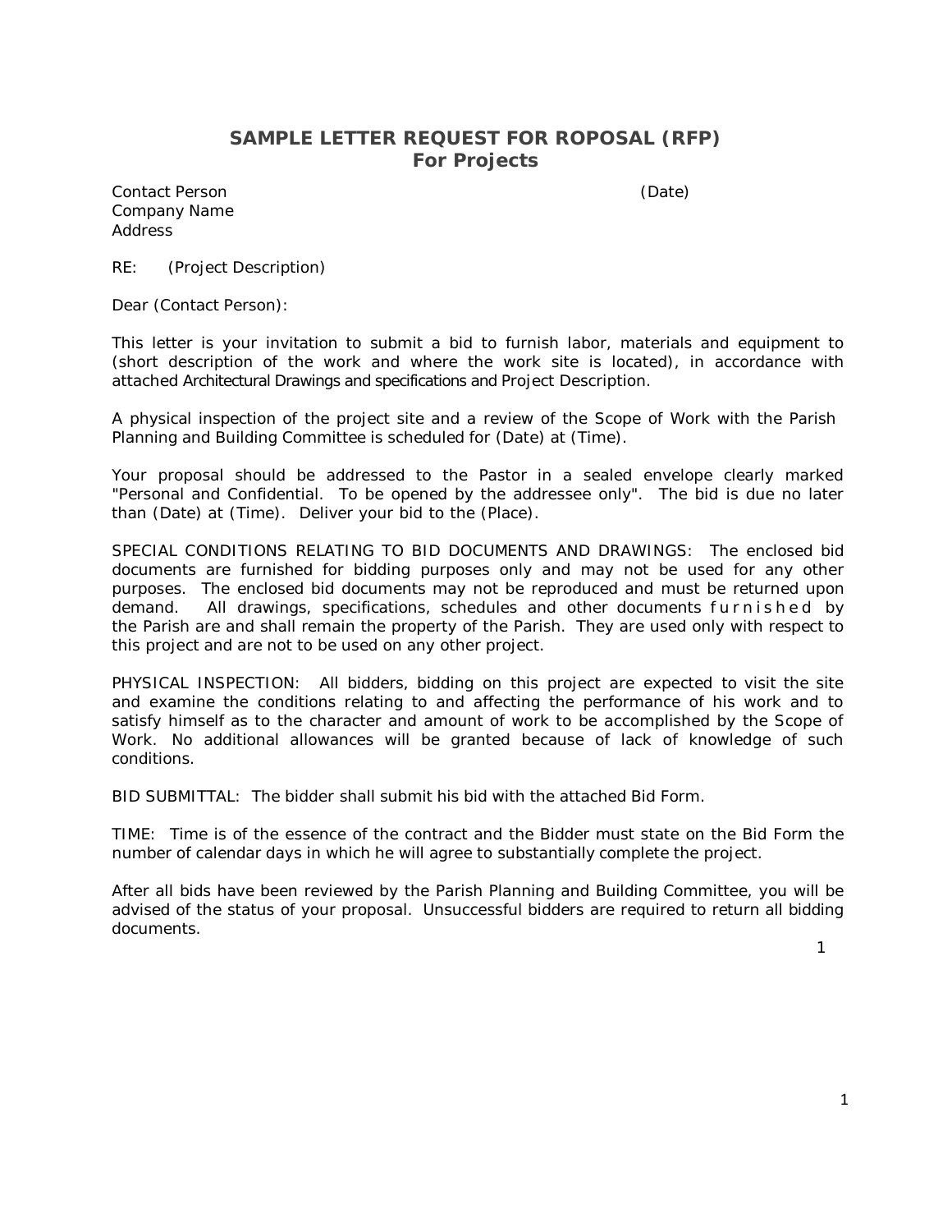# SAMPLE LETTER REQUEST FOR ROPOSAL (RFP)
## For Projects

Contact Person (Date)
Company Name
Address

RE: (Project Description)

Dear (Contact Person):

This letter is your invitation to submit a bid to furnish labor, materials and equipment to (short description of the work and where the work site is located), in accordance with attached Architectural Drawings and specifications and Project Description.

A physical inspection of the project site and a review of the Scope of Work with the Parish Planning and Building Committee is scheduled for (Date) at (Time).

Your proposal should be addressed to the Pastor in a sealed envelope clearly marked "Personal and Confidential. To be opened by the addressee only". The bid is due no later than (Date) at (Time). Deliver your bid to the (Place).

SPECIAL CONDITIONS RELATING TO BID DOCUMENTS AND DRAWINGS: The enclosed bid documents are furnished for bidding purposes only and may not be used for any other purposes. The enclosed bid documents may not be reproduced and must be returned upon demand. All drawings, specifications, schedules and other documents furnished by the Parish are and shall remain the property of the Parish. They are used only with respect to this project and are not to be used on any other project.

PHYSICAL INSPECTION: All bidders, bidding on this project are expected to visit the site and examine the conditions relating to and affecting the performance of his work and to satisfy himself as to the character and amount of work to be accomplished by the Scope of Work. No additional allowances will be granted because of lack of knowledge of such conditions.

BID SUBMITTAL: The bidder shall submit his bid with the attached Bid Form.

TIME: Time is of the essence of the contract and the Bidder must state on the Bid Form the number of calendar days in which he will agree to substantially complete the project.

After all bids have been reviewed by the Parish Planning and Building Committee, you will be advised of the status of your proposal. Unsuccessful bidders are required to return all bidding documents.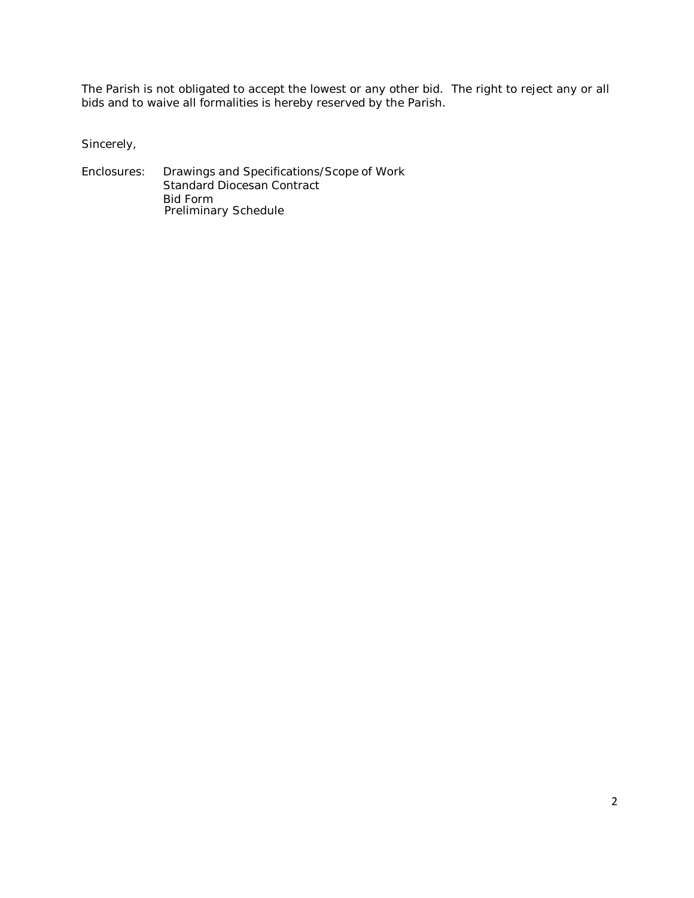The Parish is not obligated to accept the lowest or any other bid. The right to reject any or all bids and to waive all formalities is hereby reserved by the Parish.

Sincerely,

Enclosures: Drawings and Specifications/Scope of Work
Standard Diocesan Contract
Bid Form
Preliminary Schedule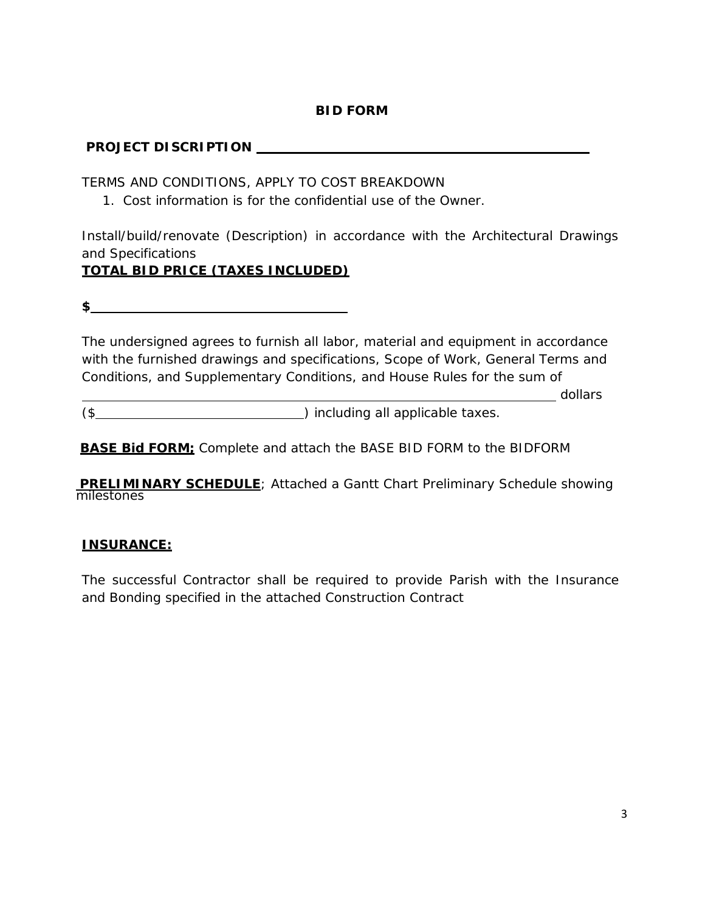# BID FORM

**PROJECT DISCRIPTION** ______________________________________________

TERMS AND CONDITIONS, APPLY TO COST BREAKDOWN

1. Cost information is for the confidential use of the Owner.

Install/build/renovate (Description) in accordance with the Architectural Drawings and Specifications

**TOTAL BID PRICE (TAXES INCLUDED)**

**$**____________________________________

The undersigned agrees to furnish all labor, material and equipment in accordance with the furnished drawings and specifications, Scope of Work, General Terms and Conditions, and Supplementary Conditions, and House Rules for the sum of ______________________________________________________________________ dollars ($______________________________) including all applicable taxes.

**BASE Bid FORM;** Complete and attach the BASE BID FORM to the BIDFORM

**PRELIMINARY SCHEDULE**; Attached a Gantt Chart Preliminary Schedule showing milestones

**INSURANCE:**

The successful Contractor shall be required to provide Parish with the Insurance and Bonding specified in the attached Construction Contract